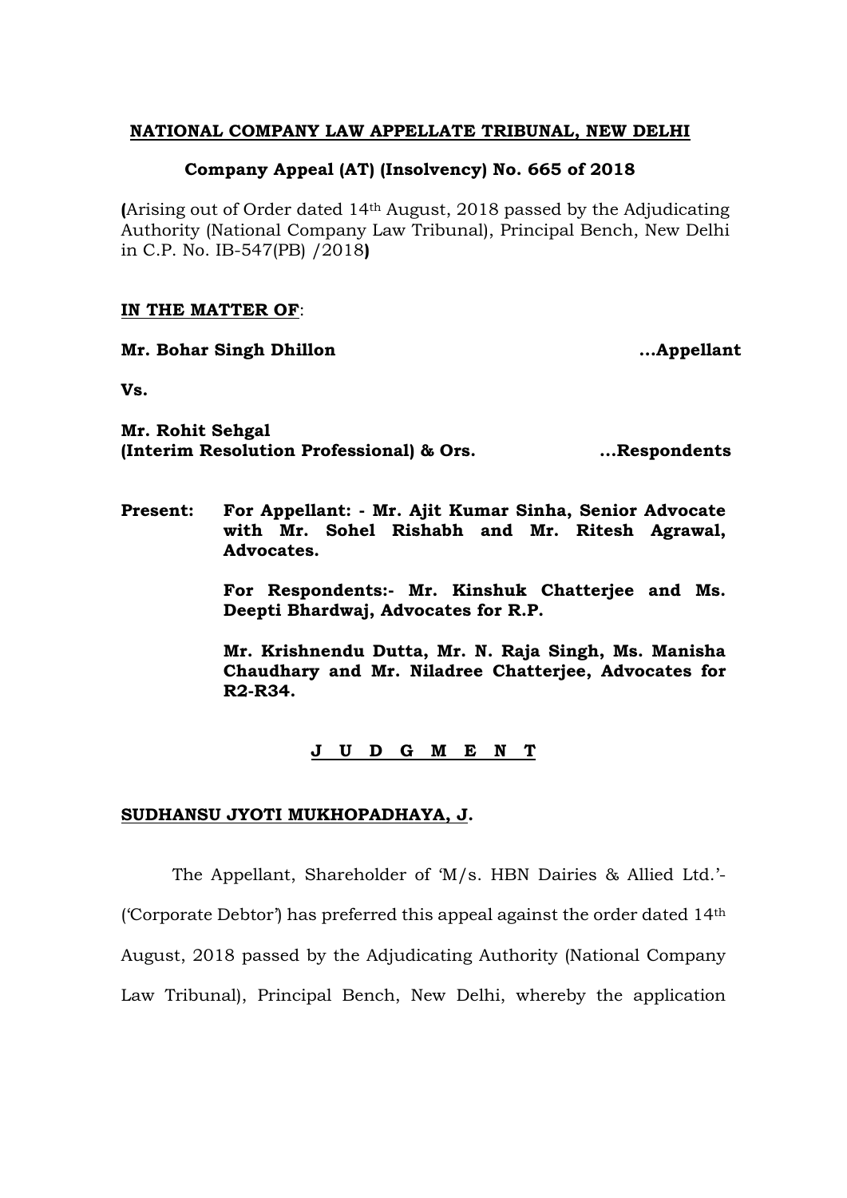**NATIONAL COMPANY LAW APPELLATE TRIBUNAL, NEW DELHI**

**Company Appeal (AT) (Insolvency) No. 665 of 2018**

**(**Arising out of Order dated 14th August, 2018 passed by the Adjudicating Authority (National Company Law Tribunal), Principal Bench, New Delhi in C.P. No. IB-547(PB) /2018**)**

**IN THE MATTER OF**:

**Mr. Bohar Singh Dhillon ...Appellant**

**Vs.**

**Mr. Rohit Sehgal**
**(Interim Resolution Professional) & Ors. ...Respondents**

**Present: For Appellant: - Mr. Ajit Kumar Sinha, Senior Advocate with Mr. Sohel Rishabh and Mr. Ritesh Agrawal, Advocates.**

**For Respondents:- Mr. Kinshuk Chatterjee and Ms. Deepti Bhardwaj, Advocates for R.P.**

**Mr. Krishnendu Dutta, Mr. N. Raja Singh, Ms. Manisha Chaudhary and Mr. Niladree Chatterjee, Advocates for R2-R34.**

**J U D G M E N T**

**SUDHANSU JYOTI MUKHOPADHAYA, J.**

The Appellant, Shareholder of 'M/s. HBN Dairies & Allied Ltd.'- ('Corporate Debtor') has preferred this appeal against the order dated 14th August, 2018 passed by the Adjudicating Authority (National Company Law Tribunal), Principal Bench, New Delhi, whereby the application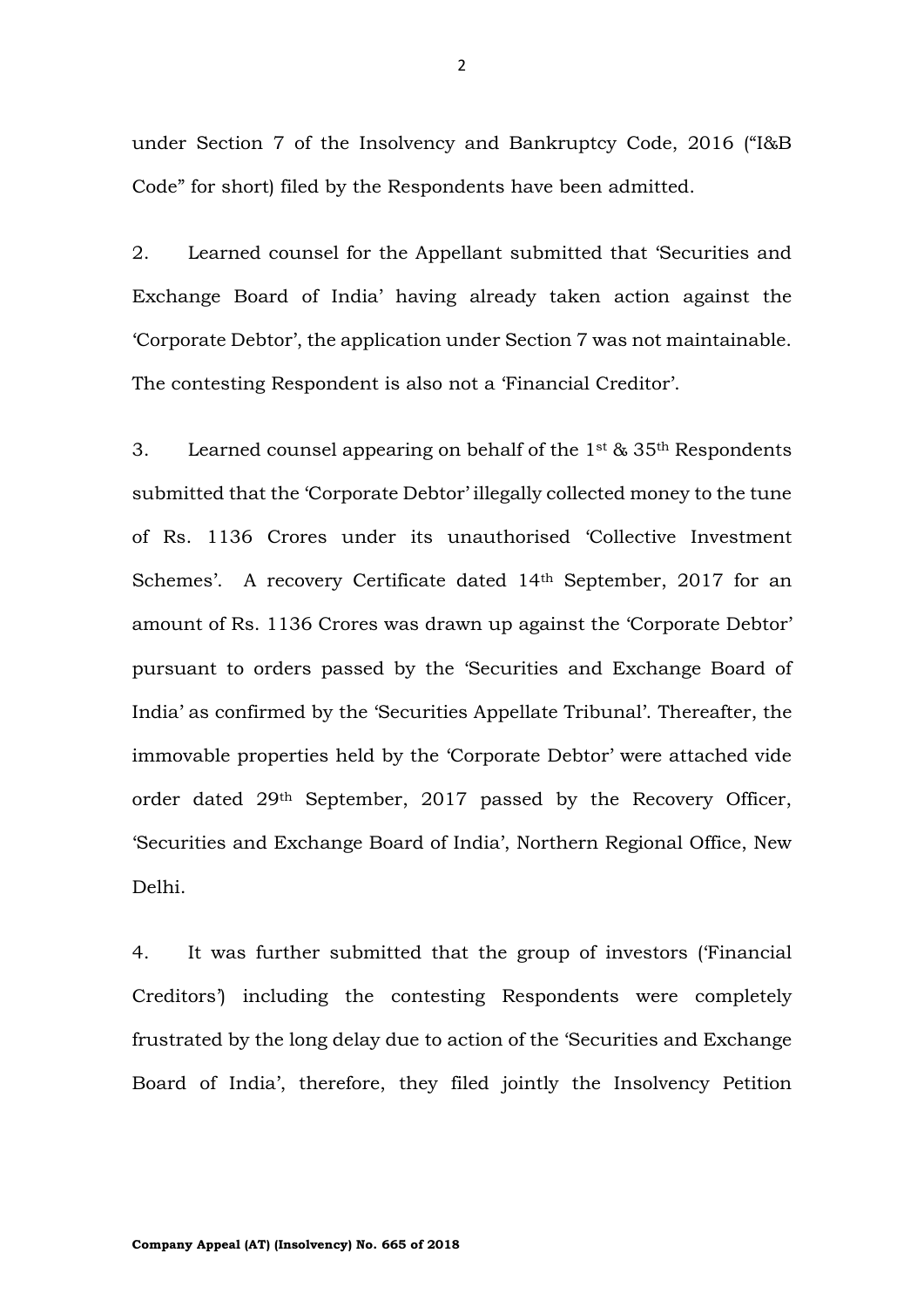under Section 7 of the Insolvency and Bankruptcy Code, 2016 ("I&B Code" for short) filed by the Respondents have been admitted.

2. Learned counsel for the Appellant submitted that 'Securities and Exchange Board of India' having already taken action against the 'Corporate Debtor', the application under Section 7 was not maintainable. The contesting Respondent is also not a 'Financial Creditor'.

3. Learned counsel appearing on behalf of the 1st & 35th Respondents submitted that the 'Corporate Debtor' illegally collected money to the tune of Rs. 1136 Crores under its unauthorised 'Collective Investment Schemes'. A recovery Certificate dated 14th September, 2017 for an amount of Rs. 1136 Crores was drawn up against the 'Corporate Debtor' pursuant to orders passed by the 'Securities and Exchange Board of India' as confirmed by the 'Securities Appellate Tribunal'. Thereafter, the immovable properties held by the 'Corporate Debtor' were attached vide order dated 29th September, 2017 passed by the Recovery Officer, 'Securities and Exchange Board of India', Northern Regional Office, New Delhi.

4. It was further submitted that the group of investors ('Financial Creditors') including the contesting Respondents were completely frustrated by the long delay due to action of the 'Securities and Exchange Board of India', therefore, they filed jointly the Insolvency Petition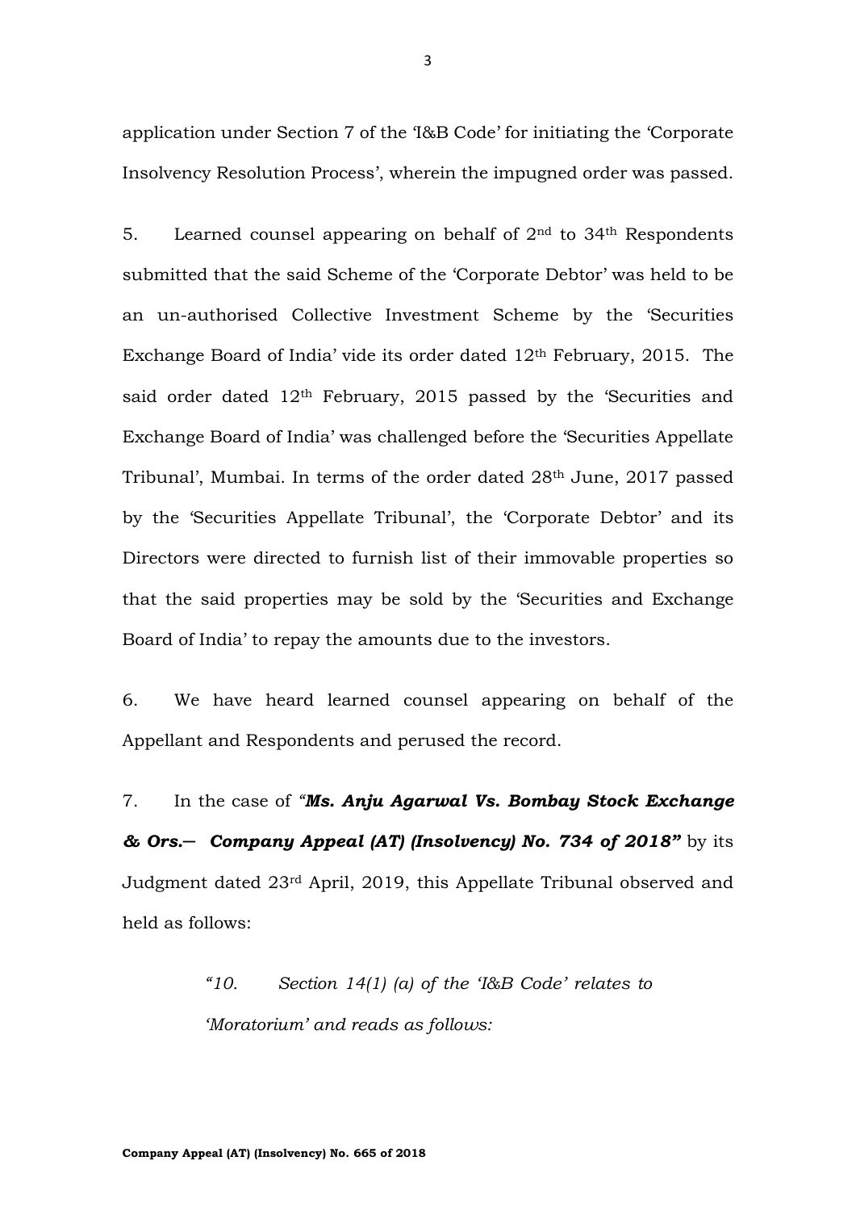application under Section 7 of the 'I&B Code' for initiating the 'Corporate Insolvency Resolution Process', wherein the impugned order was passed.

5. Learned counsel appearing on behalf of 2nd to 34th Respondents submitted that the said Scheme of the 'Corporate Debtor' was held to be an un-authorised Collective Investment Scheme by the 'Securities Exchange Board of India' vide its order dated 12th February, 2015. The said order dated 12th February, 2015 passed by the 'Securities and Exchange Board of India' was challenged before the 'Securities Appellate Tribunal', Mumbai. In terms of the order dated 28th June, 2017 passed by the 'Securities Appellate Tribunal', the 'Corporate Debtor' and its Directors were directed to furnish list of their immovable properties so that the said properties may be sold by the 'Securities and Exchange Board of India' to repay the amounts due to the investors.

6. We have heard learned counsel appearing on behalf of the Appellant and Respondents and perused the record.

7. In the case of ***"Ms. Anju Agarwal Vs. Bombay Stock Exchange & Ors.— Company Appeal (AT) (Insolvency) No. 734 of 2018"*** by its Judgment dated 23rd April, 2019, this Appellate Tribunal observed and held as follows:

> *"10. Section 14(1) (a) of the 'I&B Code' relates to 'Moratorium' and reads as follows:*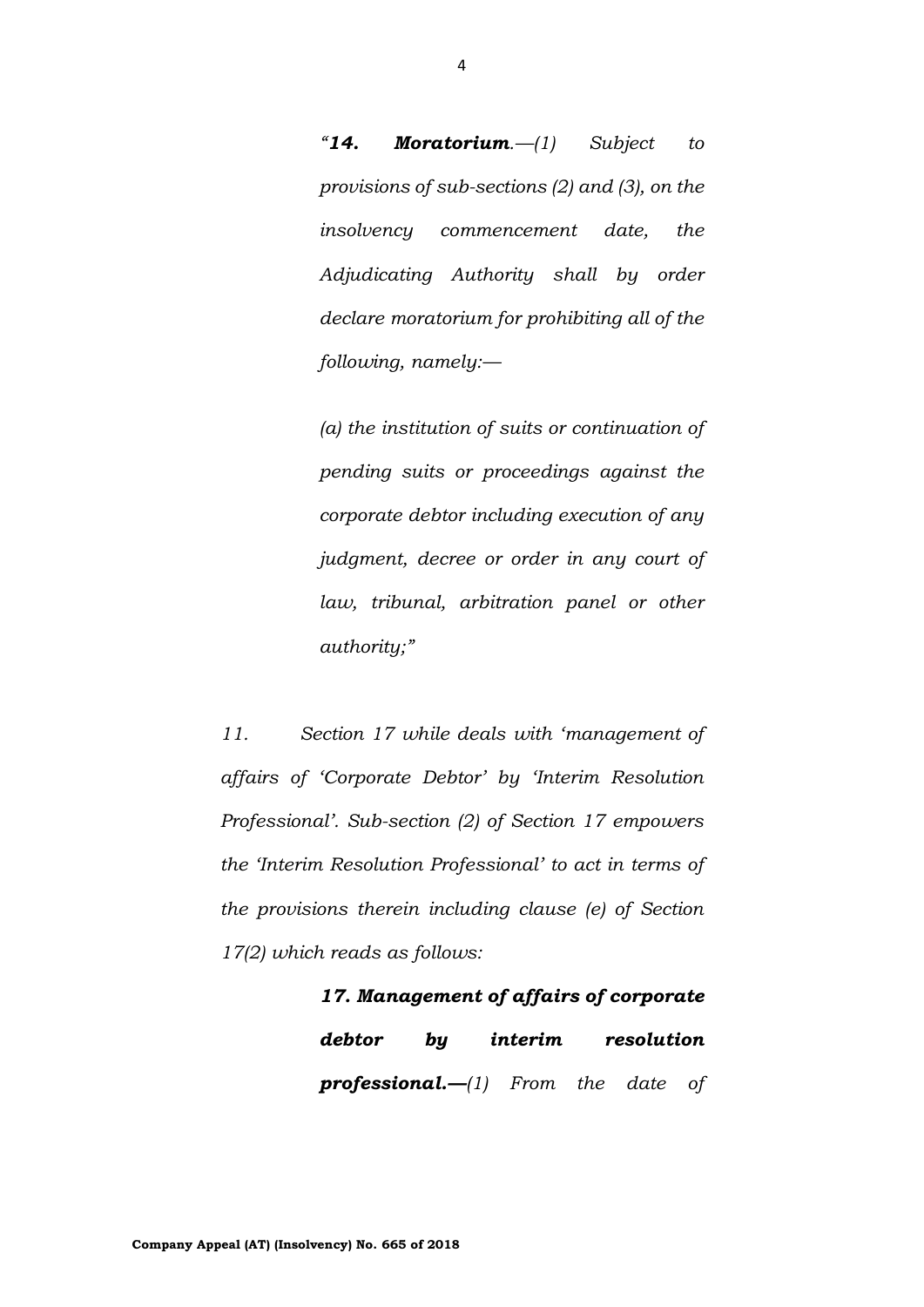> *"**14. Moratorium**.—(1) Subject to provisions of sub-sections (2) and (3), on the insolvency commencement date, the Adjudicating Authority shall by order declare moratorium for prohibiting all of the following, namely:—*
>
> *(a) the institution of suits or continuation of pending suits or proceedings against the corporate debtor including execution of any judgment, decree or order in any court of law, tribunal, arbitration panel or other authority;"*

*11. Section 17 while deals with 'management of affairs of 'Corporate Debtor' by 'Interim Resolution Professional'. Sub-section (2) of Section 17 empowers the 'Interim Resolution Professional' to act in terms of the provisions therein including clause (e) of Section 17(2) which reads as follows:*

> ***17. Management of affairs of corporate debtor by interim resolution professional.—****(1) From the date of*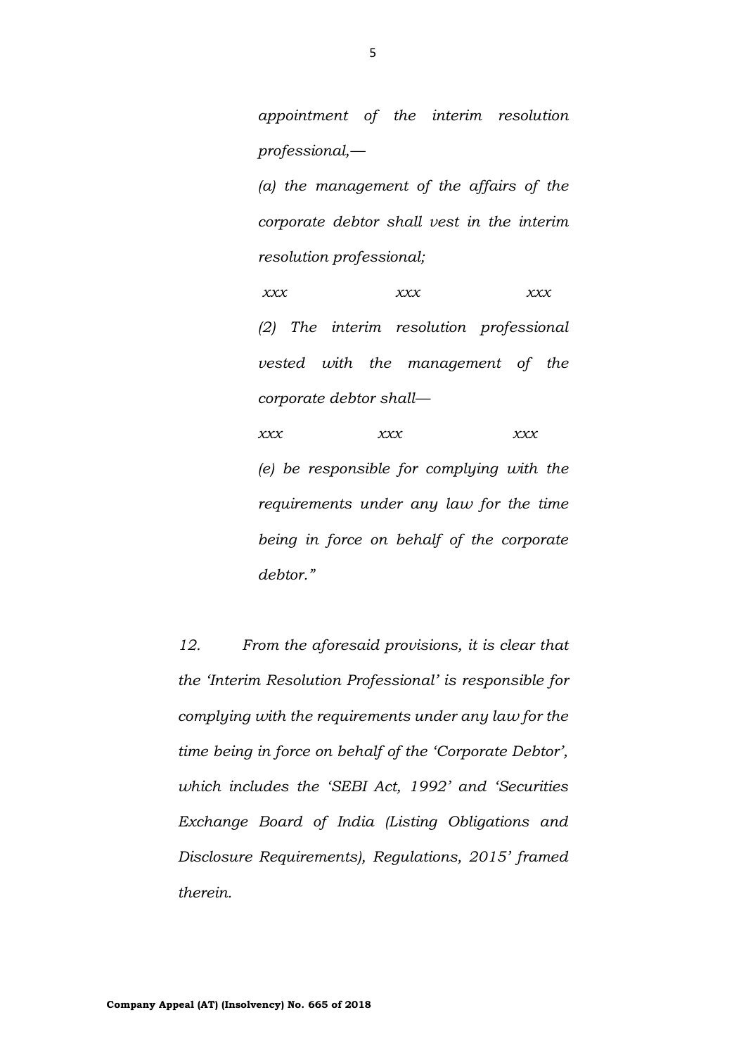> *appointment of the interim resolution professional,—*
>
> *(a) the management of the affairs of the corporate debtor shall vest in the interim resolution professional;*
>
> *xxx xxx xxx*
>
> *(2) The interim resolution professional vested with the management of the corporate debtor shall—*
>
> *xxx xxx xxx*
>
> *(e) be responsible for complying with the requirements under any law for the time being in force on behalf of the corporate debtor."*

*12. From the aforesaid provisions, it is clear that the 'Interim Resolution Professional' is responsible for complying with the requirements under any law for the time being in force on behalf of the 'Corporate Debtor', which includes the 'SEBI Act, 1992' and 'Securities Exchange Board of India (Listing Obligations and Disclosure Requirements), Regulations, 2015' framed therein.*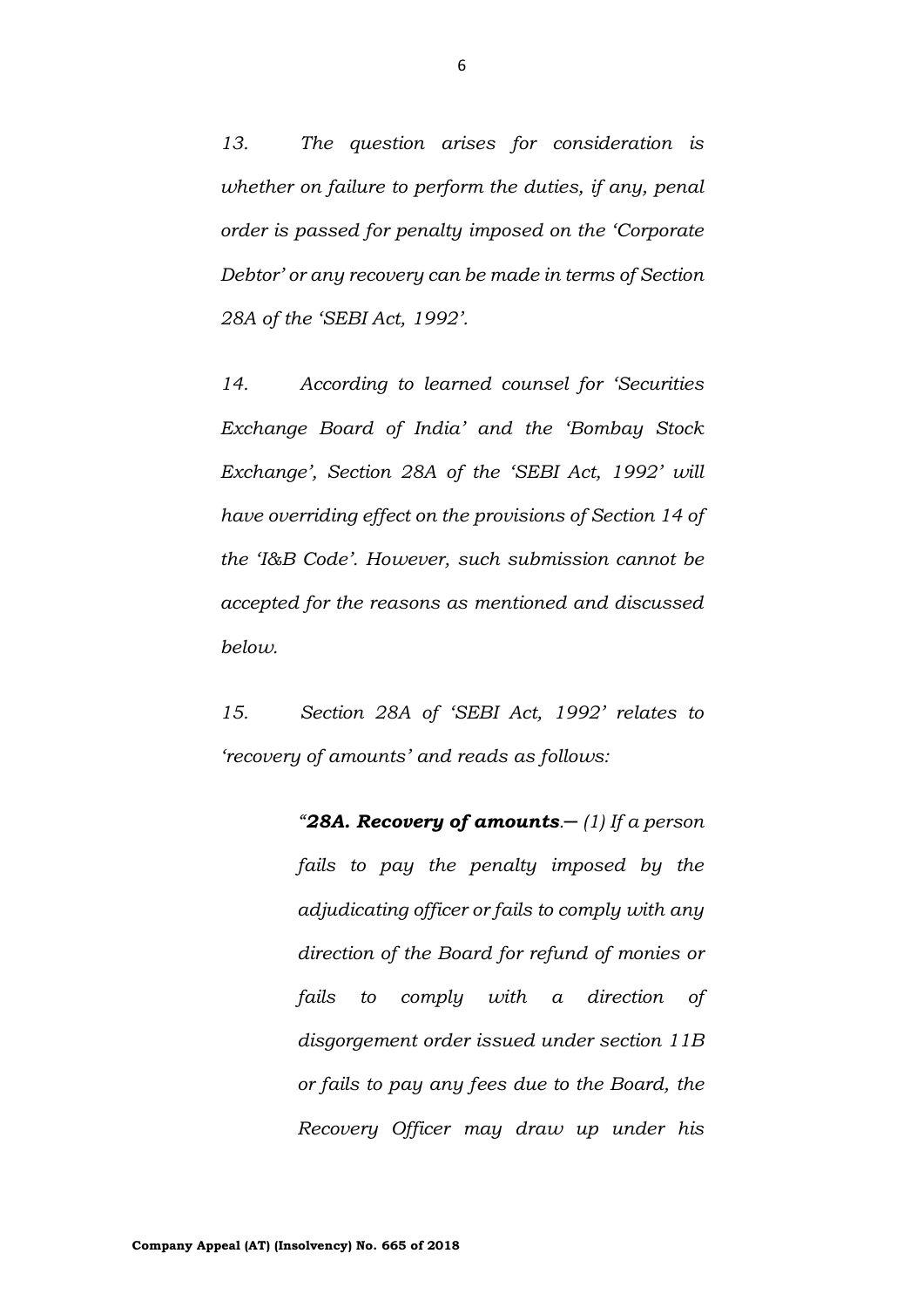*13. The question arises for consideration is whether on failure to perform the duties, if any, penal order is passed for penalty imposed on the 'Corporate Debtor' or any recovery can be made in terms of Section 28A of the 'SEBI Act, 1992'.*

*14. According to learned counsel for 'Securities Exchange Board of India' and the 'Bombay Stock Exchange', Section 28A of the 'SEBI Act, 1992' will have overriding effect on the provisions of Section 14 of the 'I&B Code'. However, such submission cannot be accepted for the reasons as mentioned and discussed below.*

*15. Section 28A of 'SEBI Act, 1992' relates to 'recovery of amounts' and reads as follows:*

> *"**28A. Recovery of amounts**.— (1) If a person fails to pay the penalty imposed by the adjudicating officer or fails to comply with any direction of the Board for refund of monies or fails to comply with a direction of disgorgement order issued under section 11B or fails to pay any fees due to the Board, the Recovery Officer may draw up under his*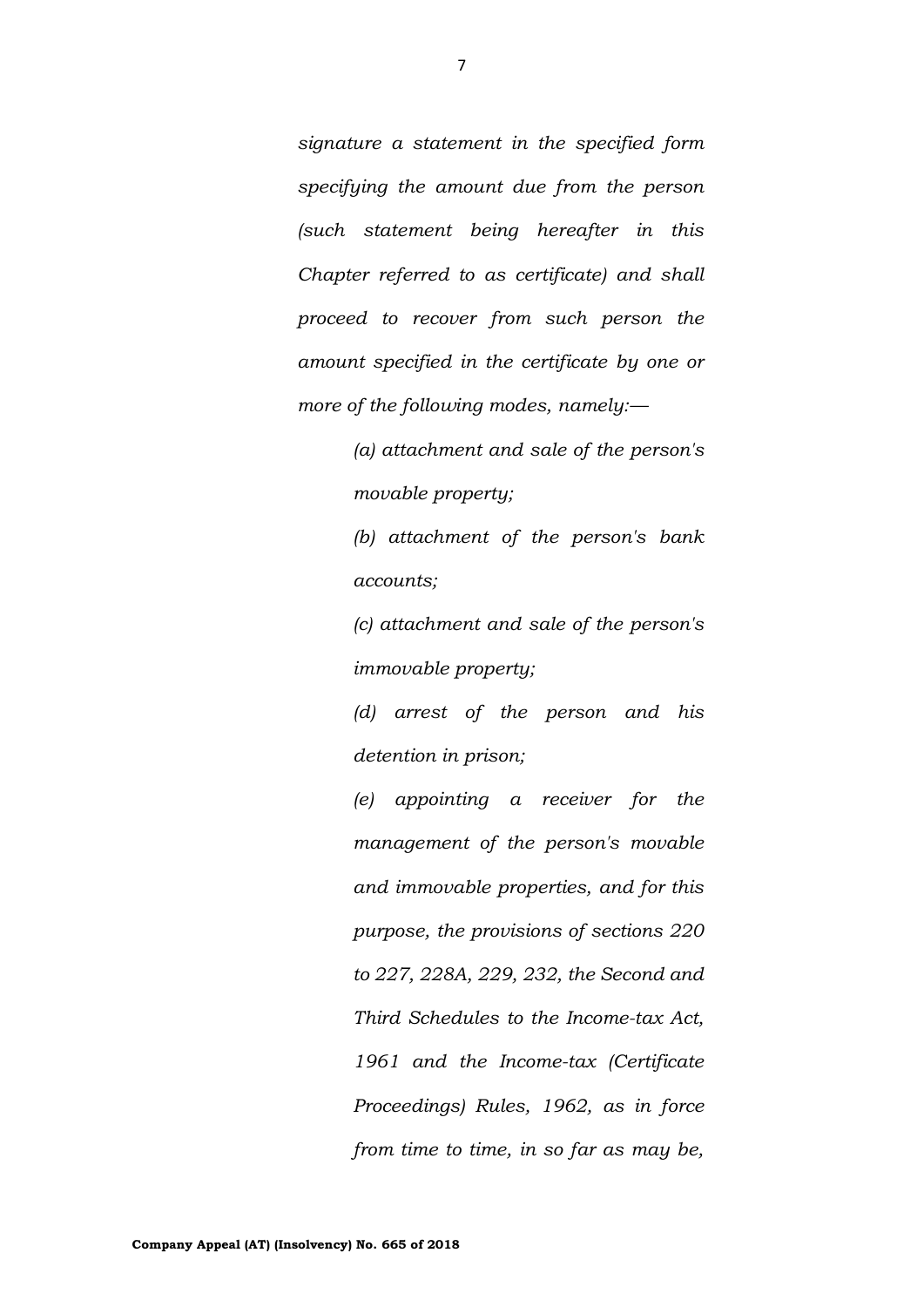*signature a statement in the specified form specifying the amount due from the person (such statement being hereafter in this Chapter referred to as certificate) and shall proceed to recover from such person the amount specified in the certificate by one or more of the following modes, namely:—*

> *(a) attachment and sale of the person's movable property;*
>
> *(b) attachment of the person's bank accounts;*
>
> *(c) attachment and sale of the person's immovable property;*
>
> *(d) arrest of the person and his detention in prison;*
>
> *(e) appointing a receiver for the management of the person's movable and immovable properties, and for this purpose, the provisions of sections 220 to 227, 228A, 229, 232, the Second and Third Schedules to the Income-tax Act, 1961 and the Income-tax (Certificate Proceedings) Rules, 1962, as in force from time to time, in so far as may be,*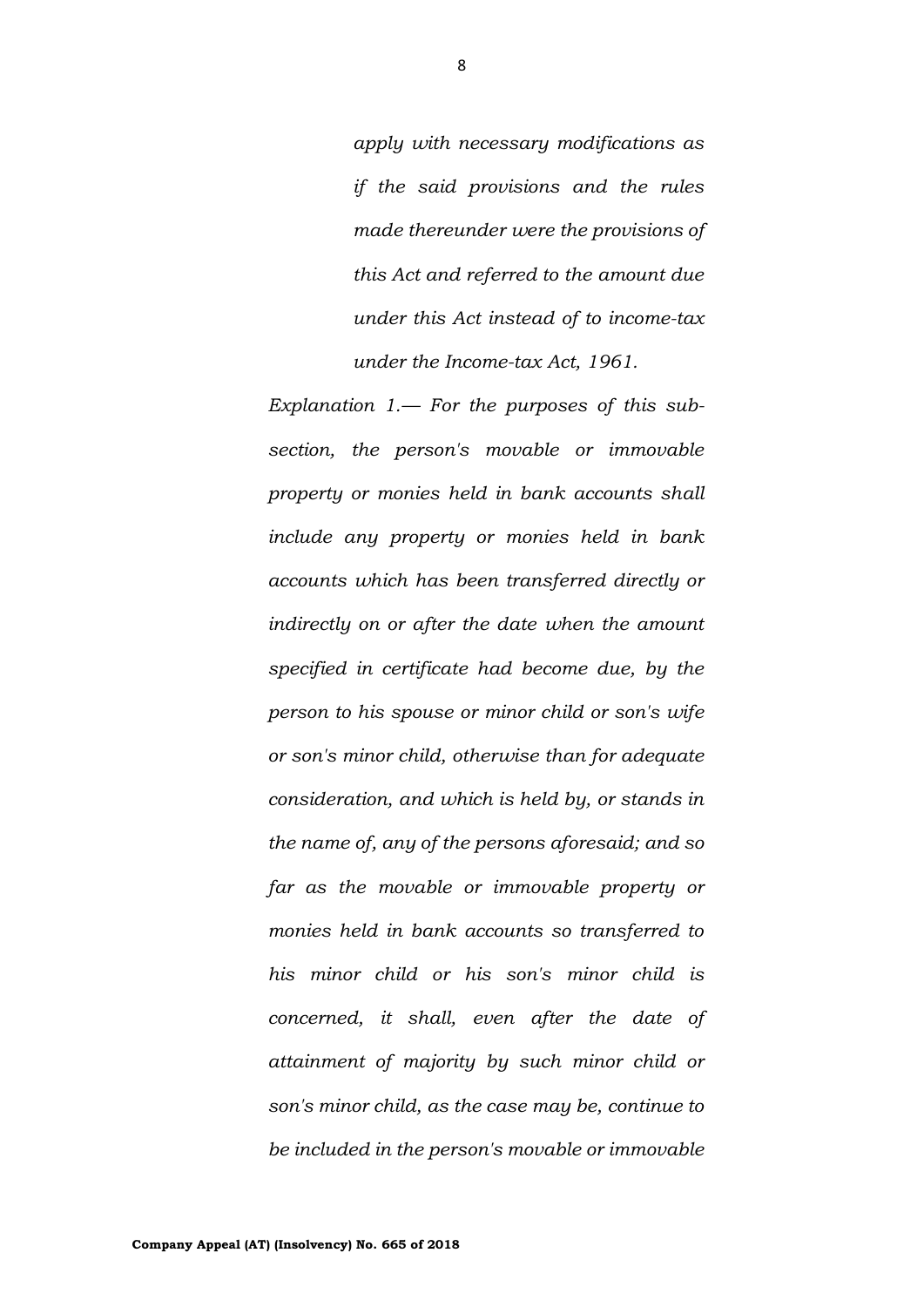*apply with necessary modifications as if the said provisions and the rules made thereunder were the provisions of this Act and referred to the amount due under this Act instead of to income-tax under the Income-tax Act, 1961.*

*Explanation 1.— For the purposes of this sub-section, the person's movable or immovable property or monies held in bank accounts shall include any property or monies held in bank accounts which has been transferred directly or indirectly on or after the date when the amount specified in certificate had become due, by the person to his spouse or minor child or son's wife or son's minor child, otherwise than for adequate consideration, and which is held by, or stands in the name of, any of the persons aforesaid; and so far as the movable or immovable property or monies held in bank accounts so transferred to his minor child or his son's minor child is concerned, it shall, even after the date of attainment of majority by such minor child or son's minor child, as the case may be, continue to be included in the person's movable or immovable*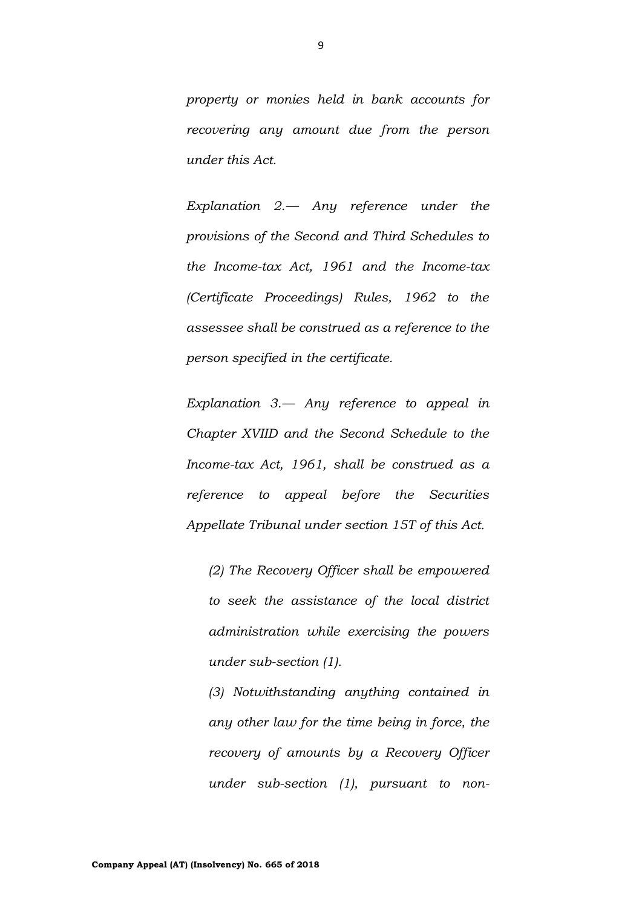*property or monies held in bank accounts for recovering any amount due from the person under this Act.*

*Explanation 2.— Any reference under the provisions of the Second and Third Schedules to the Income-tax Act, 1961 and the Income-tax (Certificate Proceedings) Rules, 1962 to the assessee shall be construed as a reference to the person specified in the certificate.*

*Explanation 3.— Any reference to appeal in Chapter XVIID and the Second Schedule to the Income-tax Act, 1961, shall be construed as a reference to appeal before the Securities Appellate Tribunal under section 15T of this Act.*

*(2) The Recovery Officer shall be empowered to seek the assistance of the local district administration while exercising the powers under sub-section (1).*

*(3) Notwithstanding anything contained in any other law for the time being in force, the recovery of amounts by a Recovery Officer under sub-section (1), pursuant to non-*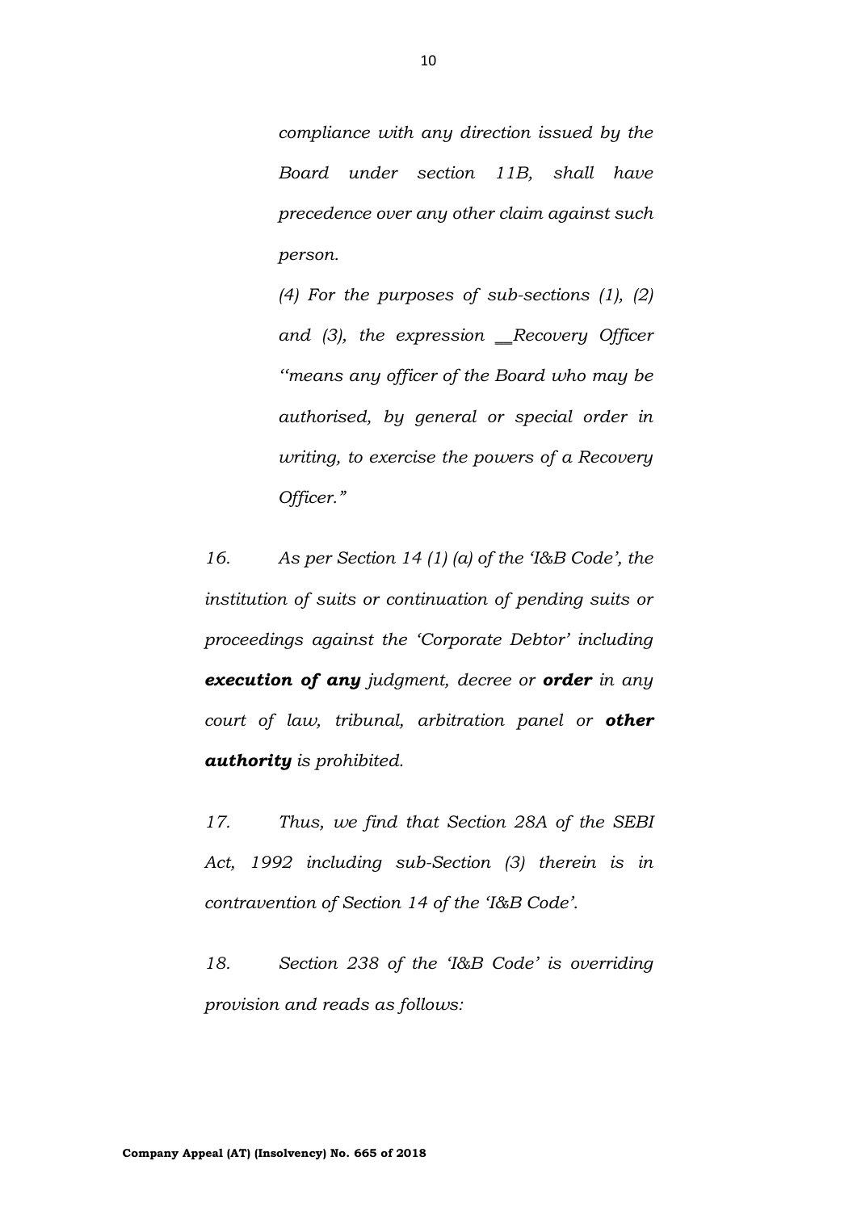> *compliance with any direction issued by the Board under section 11B, shall have precedence over any other claim against such person.*
>
> *(4) For the purposes of sub-sections (1), (2) and (3), the expression __Recovery Officer ''means any officer of the Board who may be authorised, by general or special order in writing, to exercise the powers of a Recovery Officer."*

*16. As per Section 14 (1) (a) of the 'I&B Code', the institution of suits or continuation of pending suits or proceedings against the 'Corporate Debtor' including **execution of any** judgment, decree or **order** in any court of law, tribunal, arbitration panel or **other authority** is prohibited.*

*17. Thus, we find that Section 28A of the SEBI Act, 1992 including sub-Section (3) therein is in contravention of Section 14 of the 'I&B Code'.*

*18. Section 238 of the 'I&B Code' is overriding provision and reads as follows:*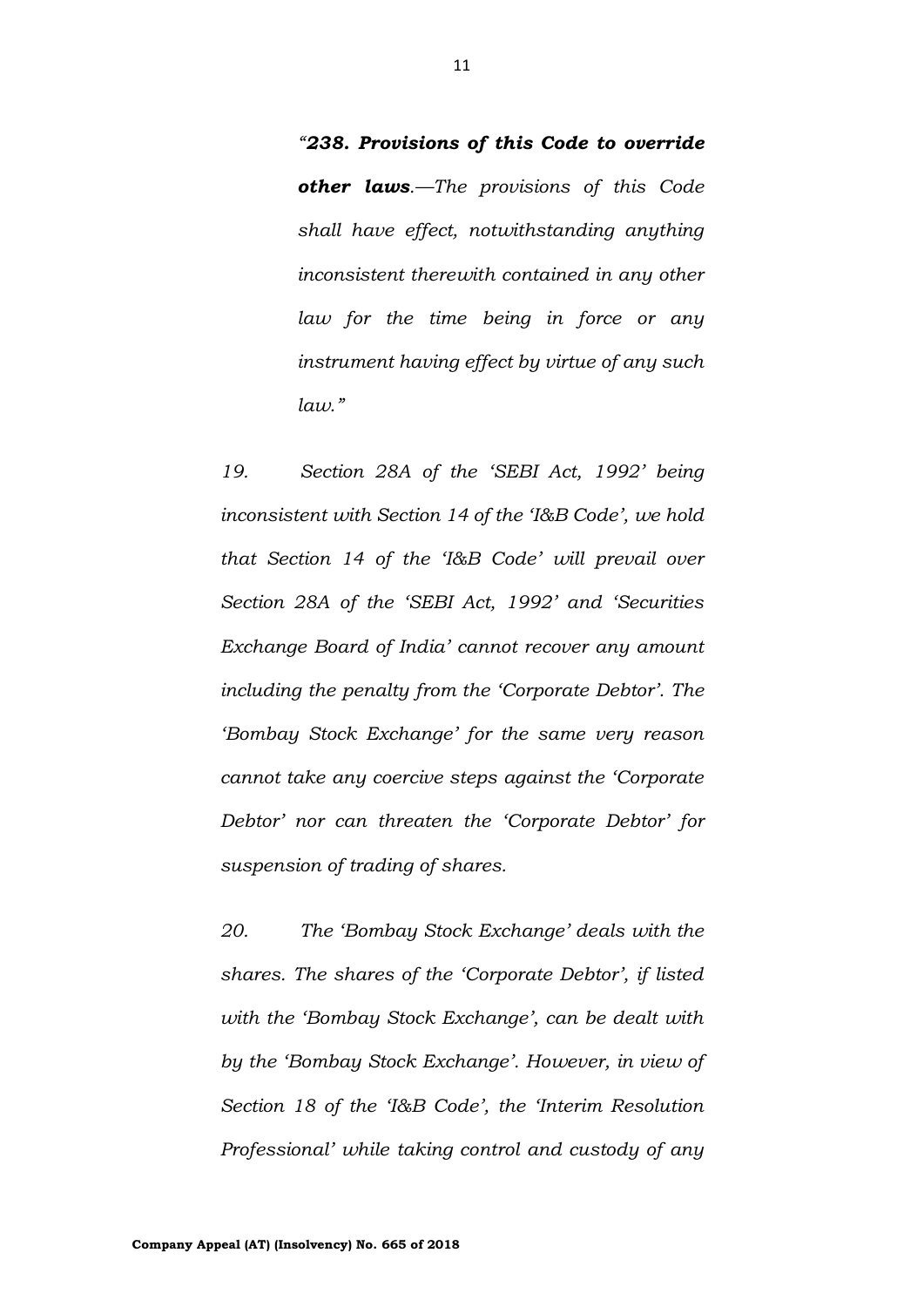> *"**238. Provisions of this Code to override other laws**.—The provisions of this Code shall have effect, notwithstanding anything inconsistent therewith contained in any other law for the time being in force or any instrument having effect by virtue of any such law."*

*19. Section 28A of the 'SEBI Act, 1992' being inconsistent with Section 14 of the 'I&B Code', we hold that Section 14 of the 'I&B Code' will prevail over Section 28A of the 'SEBI Act, 1992' and 'Securities Exchange Board of India' cannot recover any amount including the penalty from the 'Corporate Debtor'. The 'Bombay Stock Exchange' for the same very reason cannot take any coercive steps against the 'Corporate Debtor' nor can threaten the 'Corporate Debtor' for suspension of trading of shares.*

*20. The 'Bombay Stock Exchange' deals with the shares. The shares of the 'Corporate Debtor', if listed with the 'Bombay Stock Exchange', can be dealt with by the 'Bombay Stock Exchange'. However, in view of Section 18 of the 'I&B Code', the 'Interim Resolution Professional' while taking control and custody of any*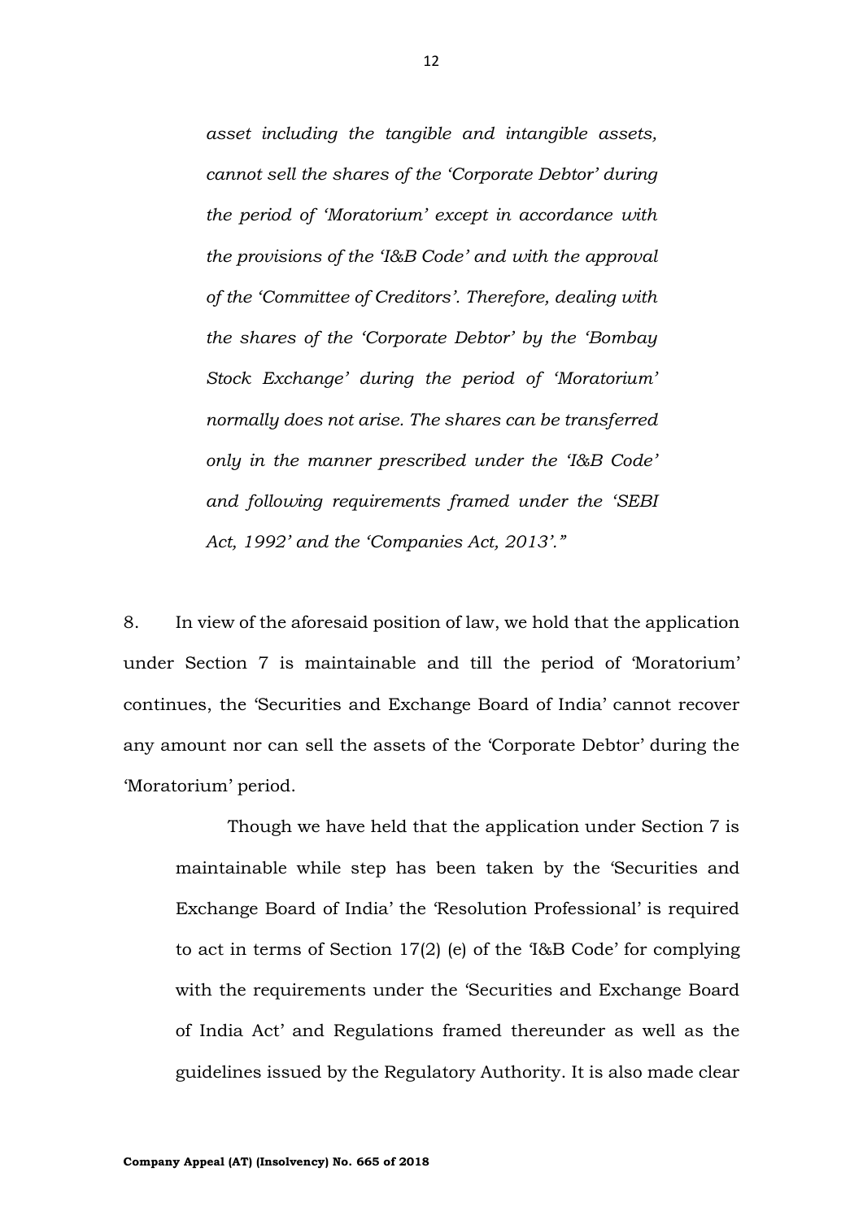*asset including the tangible and intangible assets, cannot sell the shares of the 'Corporate Debtor' during the period of 'Moratorium' except in accordance with the provisions of the 'I&B Code' and with the approval of the 'Committee of Creditors'. Therefore, dealing with the shares of the 'Corporate Debtor' by the 'Bombay Stock Exchange' during the period of 'Moratorium' normally does not arise. The shares can be transferred only in the manner prescribed under the 'I&B Code' and following requirements framed under the 'SEBI Act, 1992' and the 'Companies Act, 2013'."*

8. In view of the aforesaid position of law, we hold that the application under Section 7 is maintainable and till the period of 'Moratorium' continues, the 'Securities and Exchange Board of India' cannot recover any amount nor can sell the assets of the 'Corporate Debtor' during the 'Moratorium' period.

Though we have held that the application under Section 7 is maintainable while step has been taken by the 'Securities and Exchange Board of India' the 'Resolution Professional' is required to act in terms of Section 17(2) (e) of the 'I&B Code' for complying with the requirements under the 'Securities and Exchange Board of India Act' and Regulations framed thereunder as well as the guidelines issued by the Regulatory Authority. It is also made clear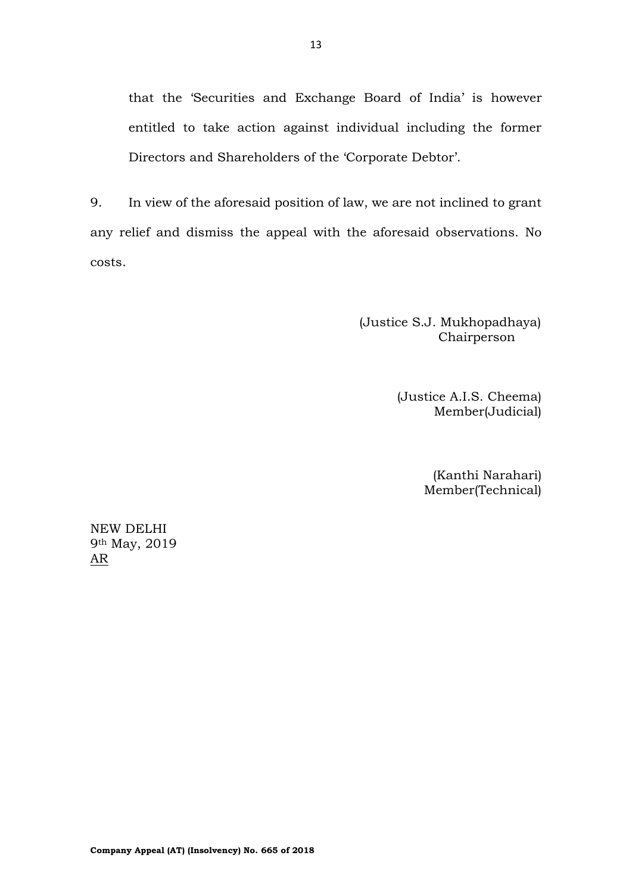that the 'Securities and Exchange Board of India' is however entitled to take action against individual including the former Directors and Shareholders of the 'Corporate Debtor'.

9. In view of the aforesaid position of law, we are not inclined to grant any relief and dismiss the appeal with the aforesaid observations. No costs.

(Justice S.J. Mukhopadhaya)
Chairperson

(Justice A.I.S. Cheema)
Member(Judicial)

(Kanthi Narahari)
Member(Technical)

NEW DELHI
9th May, 2019
AR